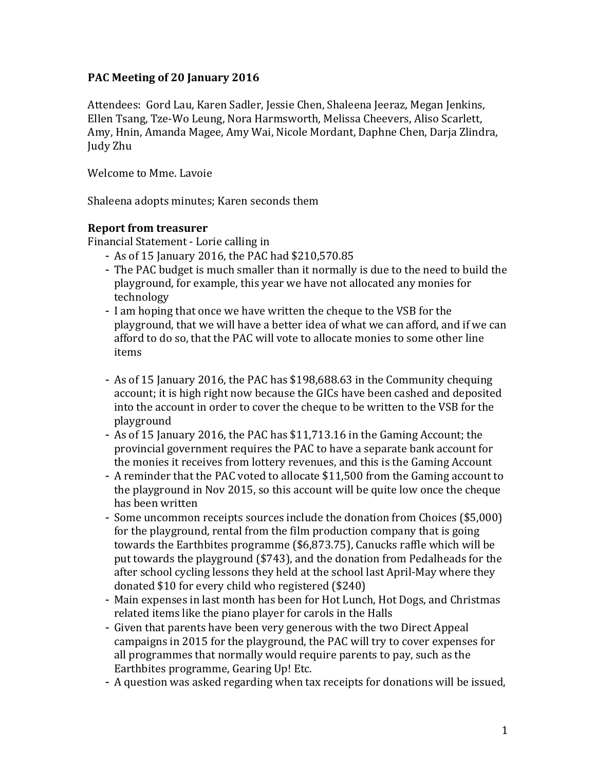# PAC Meeting of 20 January 2016

Attendees: Gord Lau, Karen Sadler, Jessie Chen, Shaleena Jeeraz, Megan Jenkins, Ellen Tsang, Tze-Wo Leung, Nora Harmsworth, Melissa Cheevers, Aliso Scarlett, Amy, Hnin, Amanda Magee, Amy Wai, Nicole Mordant, Daphne Chen, Darja Zlindra, Judy Zhu

Welcome to Mme. Lavoie

Shaleena adopts minutes; Karen seconds them

**Report from treasurer**

Financial Statement - Lorie calling in

- As of 15 January 2016, the PAC had $210,570.85
- The PAC budget is much smaller than it normally is due to the need to build the playground, for example, this year we have not allocated any monies for technology
- I am hoping that once we have written the cheque to the VSB for the playground, that we will have a better idea of what we can afford, and if we can afford to do so, that the PAC will vote to allocate monies to some other line items

- As of 15 January 2016, the PAC has $198,688.63 in the Community chequing account; it is high right now because the GICs have been cashed and deposited into the account in order to cover the cheque to be written to the VSB for the playground
- As of 15 January 2016, the PAC has $11,713.16 in the Gaming Account; the provincial government requires the PAC to have a separate bank account for the monies it receives from lottery revenues, and this is the Gaming Account
- A reminder that the PAC voted to allocate $11,500 from the Gaming account to the playground in Nov 2015, so this account will be quite low once the cheque has been written
- Some uncommon receipts sources include the donation from Choices ($5,000) for the playground, rental from the film production company that is going towards the Earthbites programme ($6,873.75), Canucks raffle which will be put towards the playground ($743), and the donation from Pedalheads for the after school cycling lessons they held at the school last April-May where they donated $10 for every child who registered ($240)
- Main expenses in last month has been for Hot Lunch, Hot Dogs, and Christmas related items like the piano player for carols in the Halls
- Given that parents have been very generous with the two Direct Appeal campaigns in 2015 for the playground, the PAC will try to cover expenses for all programmes that normally would require parents to pay, such as the Earthbites programme, Gearing Up! Etc.
- A question was asked regarding when tax receipts for donations will be issued,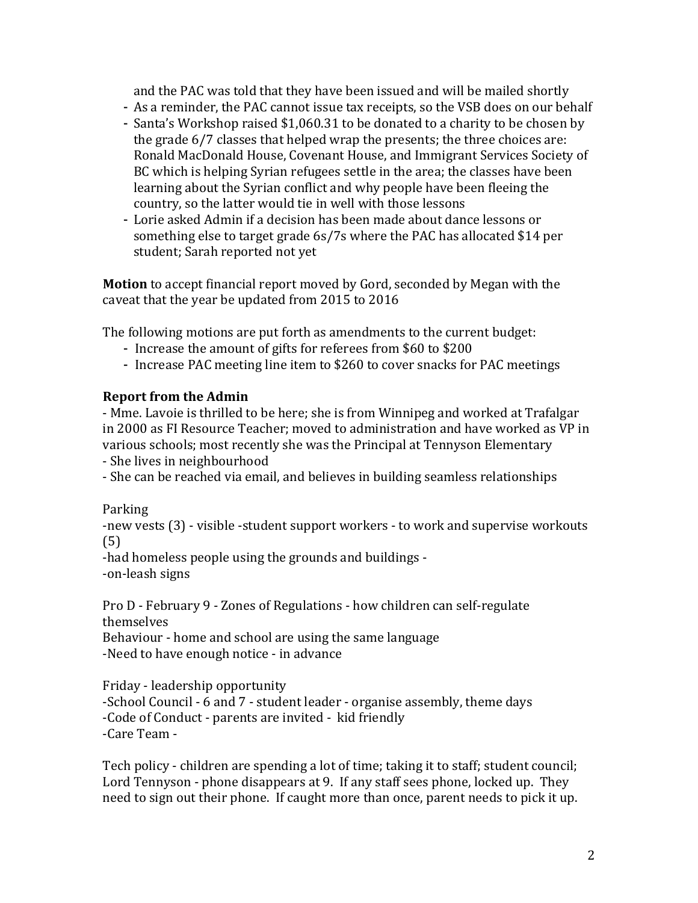and the PAC was told that they have been issued and will be mailed shortly
- As a reminder, the PAC cannot issue tax receipts, so the VSB does on our behalf
- Santa's Workshop raised $1,060.31 to be donated to a charity to be chosen by the grade 6/7 classes that helped wrap the presents; the three choices are: Ronald MacDonald House, Covenant House, and Immigrant Services Society of BC which is helping Syrian refugees settle in the area; the classes have been learning about the Syrian conflict and why people have been fleeing the country, so the latter would tie in well with those lessons
- Lorie asked Admin if a decision has been made about dance lessons or something else to target grade 6s/7s where the PAC has allocated $14 per student; Sarah reported not yet

**Motion** to accept financial report moved by Gord, seconded by Megan with the caveat that the year be updated from 2015 to 2016

The following motions are put forth as amendments to the current budget:
- Increase the amount of gifts for referees from $60 to $200
- Increase PAC meeting line item to $260 to cover snacks for PAC meetings

**Report from the Admin**

- Mme. Lavoie is thrilled to be here; she is from Winnipeg and worked at Trafalgar in 2000 as FI Resource Teacher; moved to administration and have worked as VP in various schools; most recently she was the Principal at Tennyson Elementary
- She lives in neighbourhood
- She can be reached via email, and believes in building seamless relationships

Parking
-new vests (3) - visible -student support workers - to work and supervise workouts (5)
-had homeless people using the grounds and buildings -
-on-leash signs

Pro D - February 9 - Zones of Regulations - how children can self-regulate themselves
Behaviour - home and school are using the same language
-Need to have enough notice - in advance

Friday - leadership opportunity
-School Council - 6 and 7 - student leader - organise assembly, theme days
-Code of Conduct - parents are invited - kid friendly
-Care Team -

Tech policy - children are spending a lot of time; taking it to staff; student council; Lord Tennyson - phone disappears at 9. If any staff sees phone, locked up. They need to sign out their phone. If caught more than once, parent needs to pick it up.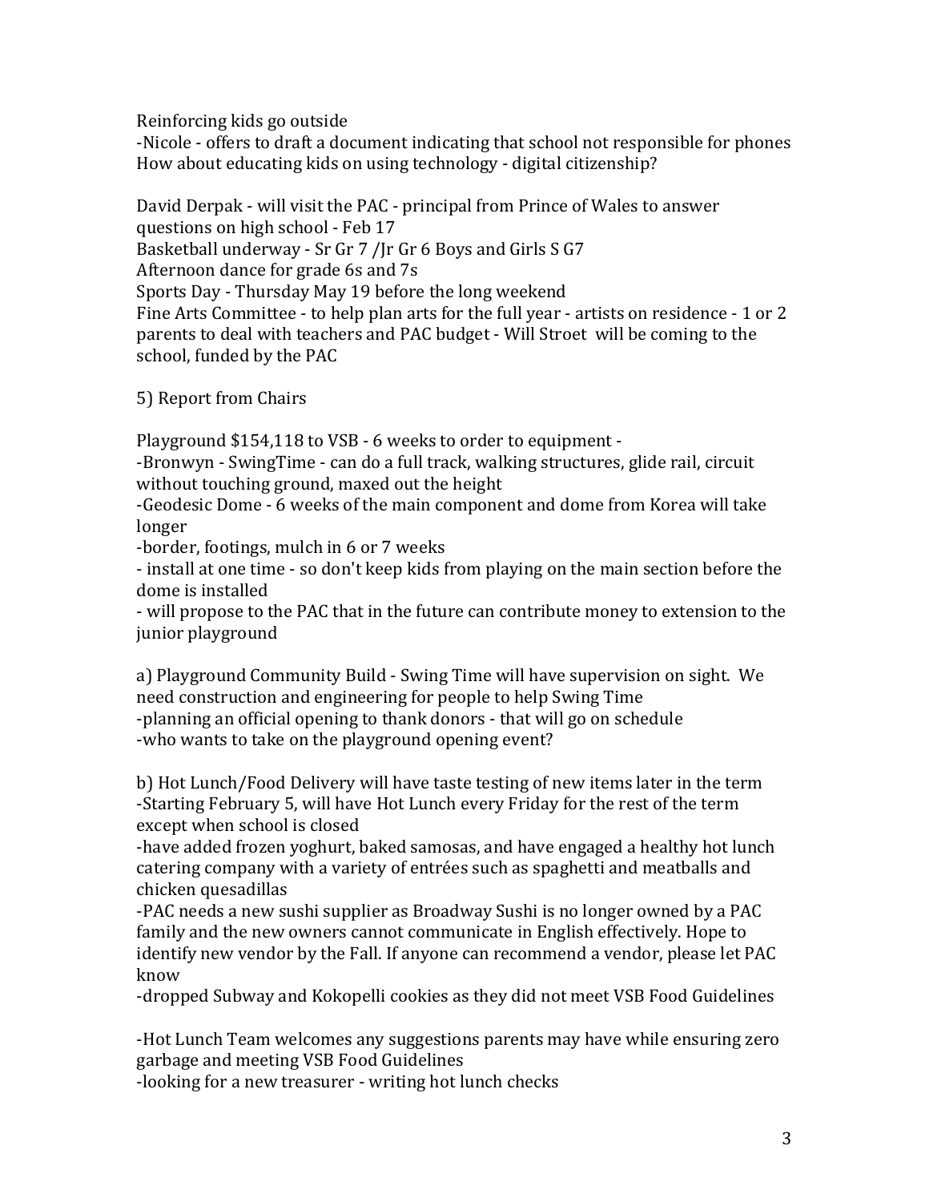Reinforcing kids go outside
-Nicole - offers to draft a document indicating that school not responsible for phones
How about educating kids on using technology - digital citizenship?

David Derpak - will visit the PAC - principal from Prince of Wales to answer questions on high school - Feb 17
Basketball underway - Sr Gr 7 /Jr Gr 6 Boys and Girls S G7
Afternoon dance for grade 6s and 7s
Sports Day - Thursday May 19 before the long weekend
Fine Arts Committee - to help plan arts for the full year - artists on residence - 1 or 2 parents to deal with teachers and PAC budget - Will Stroet will be coming to the school, funded by the PAC

5) Report from Chairs

Playground $154,118 to VSB - 6 weeks to order to equipment -
-Bronwyn - SwingTime - can do a full track, walking structures, glide rail, circuit without touching ground, maxed out the height
-Geodesic Dome - 6 weeks of the main component and dome from Korea will take longer
-border, footings, mulch in 6 or 7 weeks
- install at one time - so don't keep kids from playing on the main section before the dome is installed
- will propose to the PAC that in the future can contribute money to extension to the junior playground

a) Playground Community Build - Swing Time will have supervision on sight. We need construction and engineering for people to help Swing Time
-planning an official opening to thank donors - that will go on schedule
-who wants to take on the playground opening event?

b) Hot Lunch/Food Delivery will have taste testing of new items later in the term
-Starting February 5, will have Hot Lunch every Friday for the rest of the term except when school is closed
-have added frozen yoghurt, baked samosas, and have engaged a healthy hot lunch catering company with a variety of entrées such as spaghetti and meatballs and chicken quesadillas
-PAC needs a new sushi supplier as Broadway Sushi is no longer owned by a PAC family and the new owners cannot communicate in English effectively. Hope to identify new vendor by the Fall. If anyone can recommend a vendor, please let PAC know
-dropped Subway and Kokopelli cookies as they did not meet VSB Food Guidelines

-Hot Lunch Team welcomes any suggestions parents may have while ensuring zero garbage and meeting VSB Food Guidelines
-looking for a new treasurer - writing hot lunch checks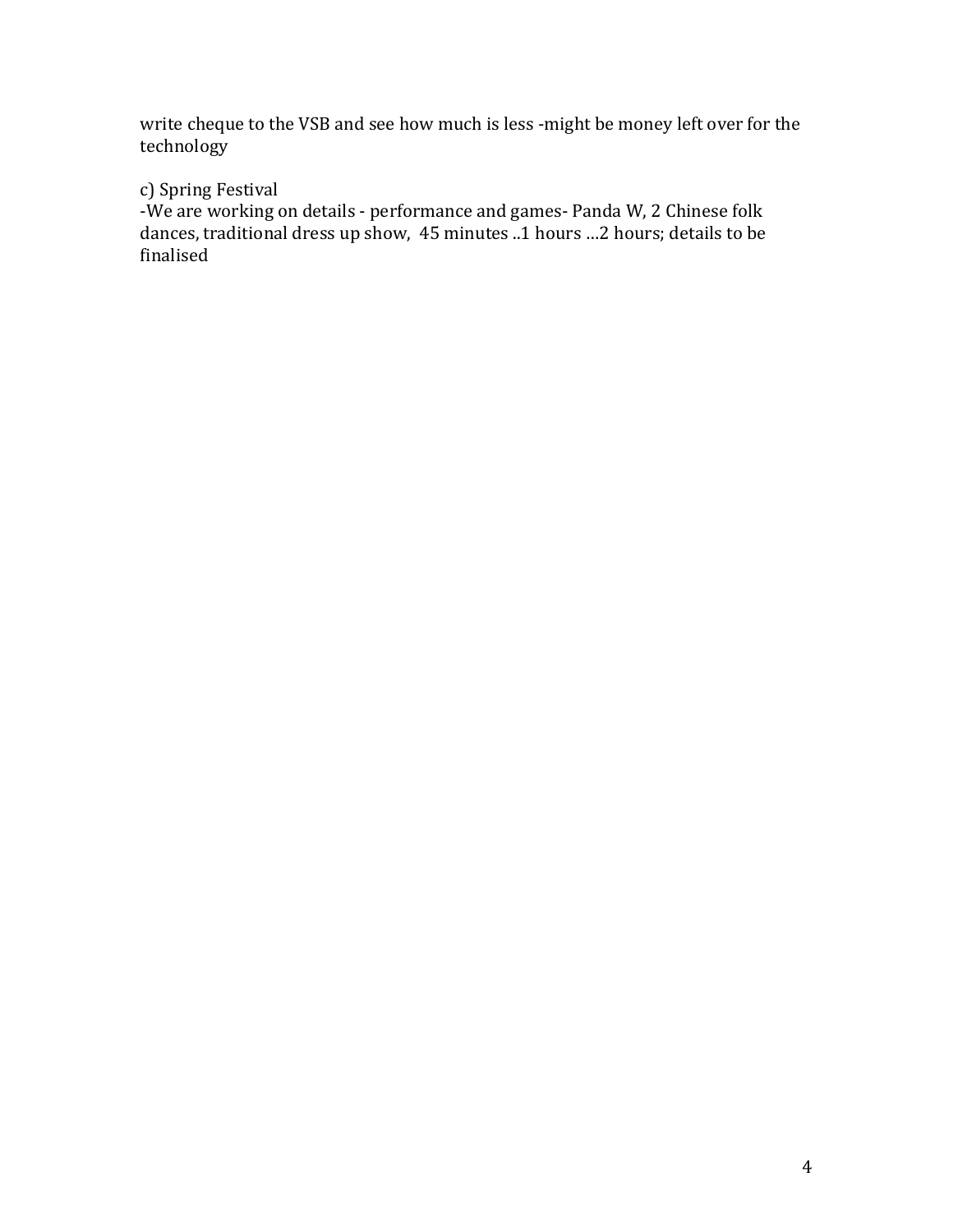write cheque to the VSB and see how much is less -might be money left over for the technology

c) Spring Festival

-We are working on details - performance and games- Panda W, 2 Chinese folk dances, traditional dress up show, 45 minutes ..1 hours …2 hours; details to be finalised